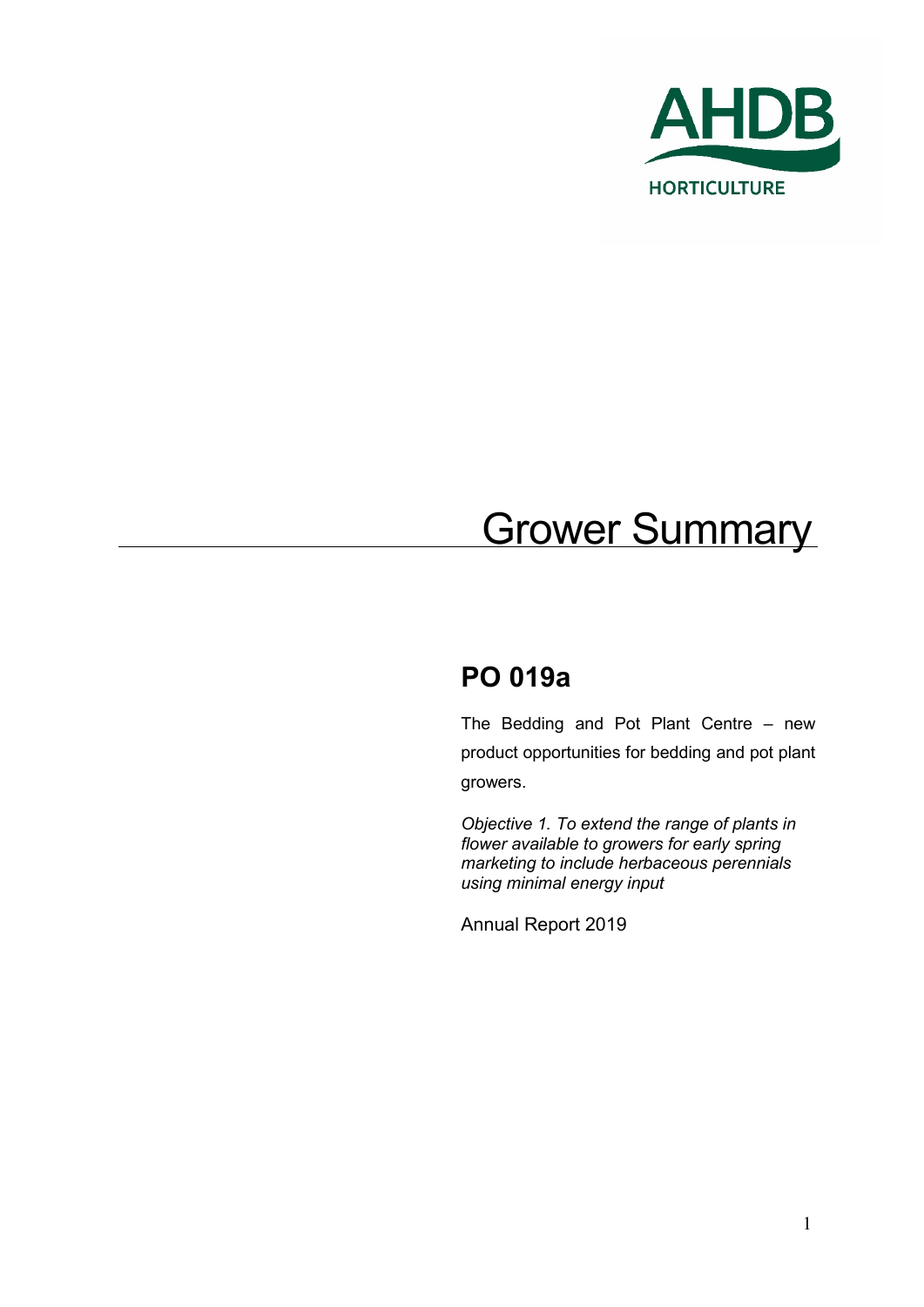AHDB

HORTICULTURE

# Grower Summary

## PO 019a

The Bedding and Pot Plant Centre – new product opportunities for bedding and pot plant growers.

*Objective 1. To extend the range of plants in flower available to growers for early spring marketing to include herbaceous perennials using minimal energy input*

Annual Report 2019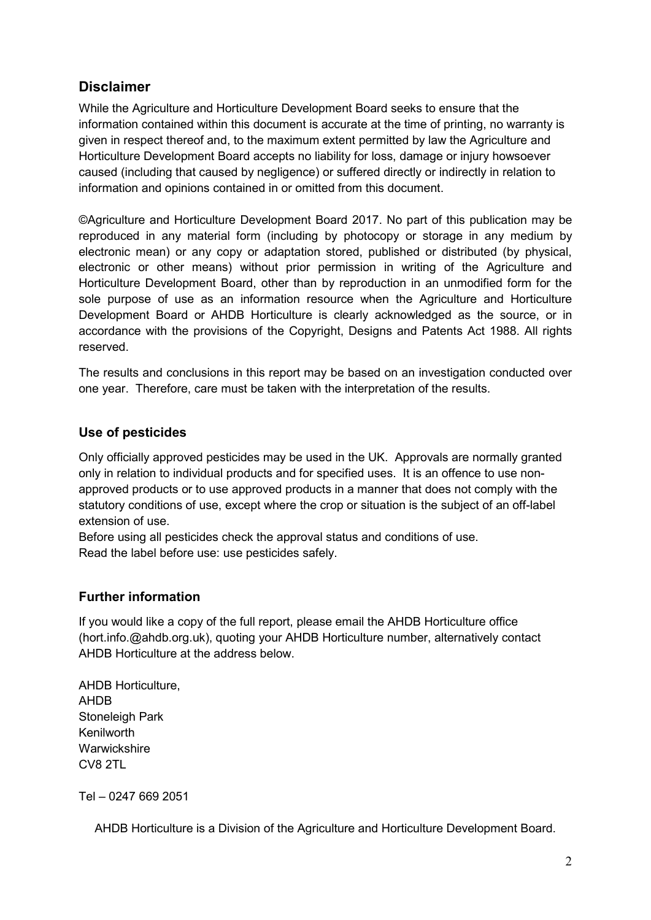## Disclaimer

While the Agriculture and Horticulture Development Board seeks to ensure that the information contained within this document is accurate at the time of printing, no warranty is given in respect thereof and, to the maximum extent permitted by law the Agriculture and Horticulture Development Board accepts no liability for loss, damage or injury howsoever caused (including that caused by negligence) or suffered directly or indirectly in relation to information and opinions contained in or omitted from this document.

©Agriculture and Horticulture Development Board 2017. No part of this publication may be reproduced in any material form (including by photocopy or storage in any medium by electronic mean) or any copy or adaptation stored, published or distributed (by physical, electronic or other means) without prior permission in writing of the Agriculture and Horticulture Development Board, other than by reproduction in an unmodified form for the sole purpose of use as an information resource when the Agriculture and Horticulture Development Board or AHDB Horticulture is clearly acknowledged as the source, or in accordance with the provisions of the Copyright, Designs and Patents Act 1988. All rights reserved.

The results and conclusions in this report may be based on an investigation conducted over one year. Therefore, care must be taken with the interpretation of the results.

### Use of pesticides

Only officially approved pesticides may be used in the UK. Approvals are normally granted only in relation to individual products and for specified uses. It is an offence to use non-approved products or to use approved products in a manner that does not comply with the statutory conditions of use, except where the crop or situation is the subject of an off-label extension of use.

Before using all pesticides check the approval status and conditions of use.

Read the label before use: use pesticides safely.

### Further information

If you would like a copy of the full report, please email the AHDB Horticulture office (hort.info.@ahdb.org.uk), quoting your AHDB Horticulture number, alternatively contact AHDB Horticulture at the address below.

AHDB Horticulture,
AHDB
Stoneleigh Park
Kenilworth
Warwickshire
CV8 2TL

Tel – 0247 669 2051

AHDB Horticulture is a Division of the Agriculture and Horticulture Development Board.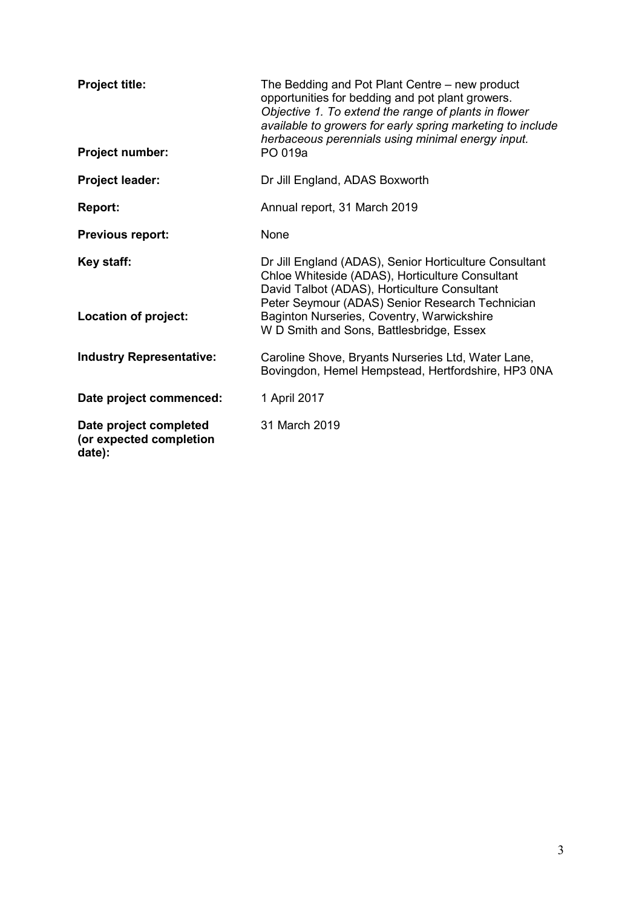| | |
|---|---|
| **Project title:** | The Bedding and Pot Plant Centre – new product opportunities for bedding and pot plant growers. *Objective 1. To extend the range of plants in flower available to growers for early spring marketing to include herbaceous perennials using minimal energy input.* |
| **Project number:** | PO 019a |
| **Project leader:** | Dr Jill England, ADAS Boxworth |
| **Report:** | Annual report, 31 March 2019 |
| **Previous report:** | None |
| **Key staff:** | Dr Jill England (ADAS), Senior Horticulture Consultant<br>Chloe Whiteside (ADAS), Horticulture Consultant<br>David Talbot (ADAS), Horticulture Consultant<br>Peter Seymour (ADAS) Senior Research Technician |
| **Location of project:** | Baginton Nurseries, Coventry, Warwickshire<br>W D Smith and Sons, Battlesbridge, Essex |
| **Industry Representative:** | Caroline Shove, Bryants Nurseries Ltd, Water Lane, Bovingdon, Hemel Hempstead, Hertfordshire, HP3 0NA |
| **Date project commenced:** | 1 April 2017 |
| **Date project completed (or expected completion date):** | 31 March 2019 |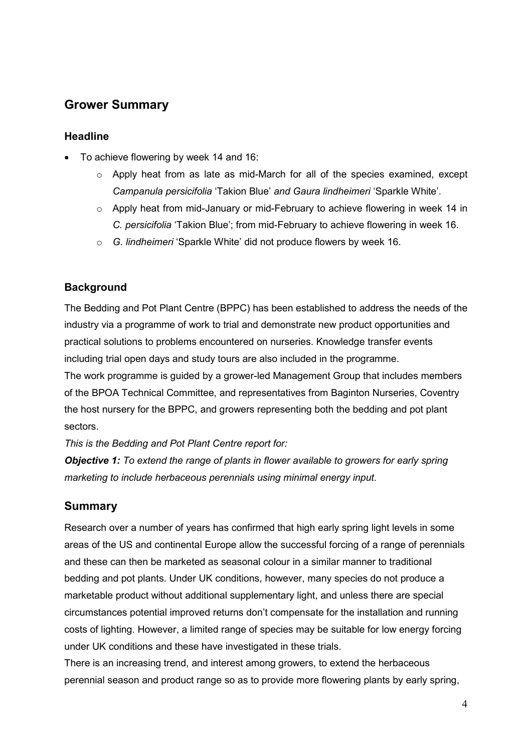## Grower Summary

### Headline

- To achieve flowering by week 14 and 16:
    - Apply heat from as late as mid-March for all of the species examined, except *Campanula persicifolia* 'Takion Blue' *and Gaura lindheimeri* 'Sparkle White'.
    - Apply heat from mid-January or mid-February to achieve flowering in week 14 in *C. persicifolia* 'Takion Blue'; from mid-February to achieve flowering in week 16.
    - *G. lindheimeri* 'Sparkle White' did not produce flowers by week 16.

### Background

The Bedding and Pot Plant Centre (BPPC) has been established to address the needs of the industry via a programme of work to trial and demonstrate new product opportunities and practical solutions to problems encountered on nurseries. Knowledge transfer events including trial open days and study tours are also included in the programme.

The work programme is guided by a grower-led Management Group that includes members of the BPOA Technical Committee, and representatives from Baginton Nurseries, Coventry the host nursery for the BPPC, and growers representing both the bedding and pot plant sectors.

*This is the Bedding and Pot Plant Centre report for:*

***Objective 1:*** *To extend the range of plants in flower available to growers for early spring marketing to include herbaceous perennials using minimal energy input.*

## Summary

Research over a number of years has confirmed that high early spring light levels in some areas of the US and continental Europe allow the successful forcing of a range of perennials and these can then be marketed as seasonal colour in a similar manner to traditional bedding and pot plants. Under UK conditions, however, many species do not produce a marketable product without additional supplementary light, and unless there are special circumstances potential improved returns don't compensate for the installation and running costs of lighting. However, a limited range of species may be suitable for low energy forcing under UK conditions and these have investigated in these trials.

There is an increasing trend, and interest among growers, to extend the herbaceous perennial season and product range so as to provide more flowering plants by early spring,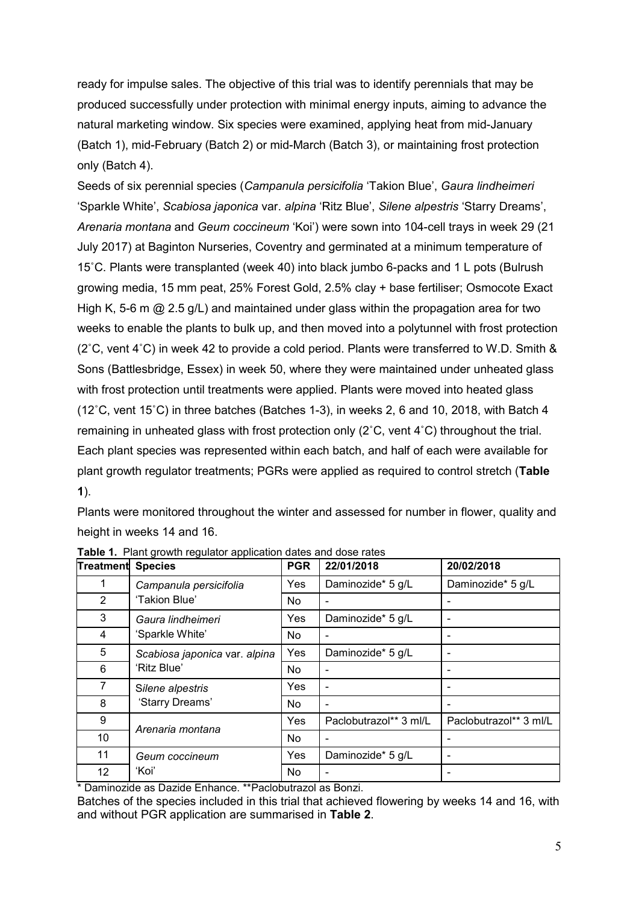ready for impulse sales. The objective of this trial was to identify perennials that may be produced successfully under protection with minimal energy inputs, aiming to advance the natural marketing window. Six species were examined, applying heat from mid-January (Batch 1), mid-February (Batch 2) or mid-March (Batch 3), or maintaining frost protection only (Batch 4).

Seeds of six perennial species (*Campanula persicifolia* 'Takion Blue', *Gaura lindheimeri* 'Sparkle White', *Scabiosa japonica* var. *alpina* 'Ritz Blue', *Silene alpestris* 'Starry Dreams', *Arenaria montana* and *Geum coccineum* 'Koi') were sown into 104-cell trays in week 29 (21 July 2017) at Baginton Nurseries, Coventry and germinated at a minimum temperature of 15˚C. Plants were transplanted (week 40) into black jumbo 6-packs and 1 L pots (Bulrush growing media, 15 mm peat, 25% Forest Gold, 2.5% clay + base fertiliser; Osmocote Exact High K, 5-6 m @ 2.5 g/L) and maintained under glass within the propagation area for two weeks to enable the plants to bulk up, and then moved into a polytunnel with frost protection (2˚C, vent 4˚C) in week 42 to provide a cold period. Plants were transferred to W.D. Smith & Sons (Battlesbridge, Essex) in week 50, where they were maintained under unheated glass with frost protection until treatments were applied. Plants were moved into heated glass (12˚C, vent 15˚C) in three batches (Batches 1-3), in weeks 2, 6 and 10, 2018, with Batch 4 remaining in unheated glass with frost protection only (2˚C, vent 4˚C) throughout the trial. Each plant species was represented within each batch, and half of each were available for plant growth regulator treatments; PGRs were applied as required to control stretch (**Table 1**).

Plants were monitored throughout the winter and assessed for number in flower, quality and height in weeks 14 and 16.

**Table 1.** Plant growth regulator application dates and dose rates

| Treatment | Species | PGR | 22/01/2018 | 20/02/2018 |
|---|---|---|---|---|
| 1 | *Campanula persicifolia* 'Takion Blue' | Yes | Daminozide* 5 g/L | Daminozide* 5 g/L |
| 2 | | No | - | - |
| 3 | *Gaura lindheimeri* 'Sparkle White' | Yes | Daminozide* 5 g/L | - |
| 4 | | No | - | - |
| 5 | *Scabiosa japonica* var. *alpina* 'Ritz Blue' | Yes | Daminozide* 5 g/L | - |
| 6 | | No | - | - |
| 7 | *Silene alpestris* 'Starry Dreams' | Yes | - | - |
| 8 | | No | - | - |
| 9 | *Arenaria montana* | Yes | Paclobutrazol** 3 ml/L | Paclobutrazol** 3 ml/L |
| 10 | | No | - | - |
| 11 | *Geum coccineum* 'Koi' | Yes | Daminozide* 5 g/L | - |
| 12 | | No | - | - |

* Daminozide as Dazide Enhance. **Paclobutrazol as Bonzi.

Batches of the species included in this trial that achieved flowering by weeks 14 and 16, with and without PGR application are summarised in **Table 2**.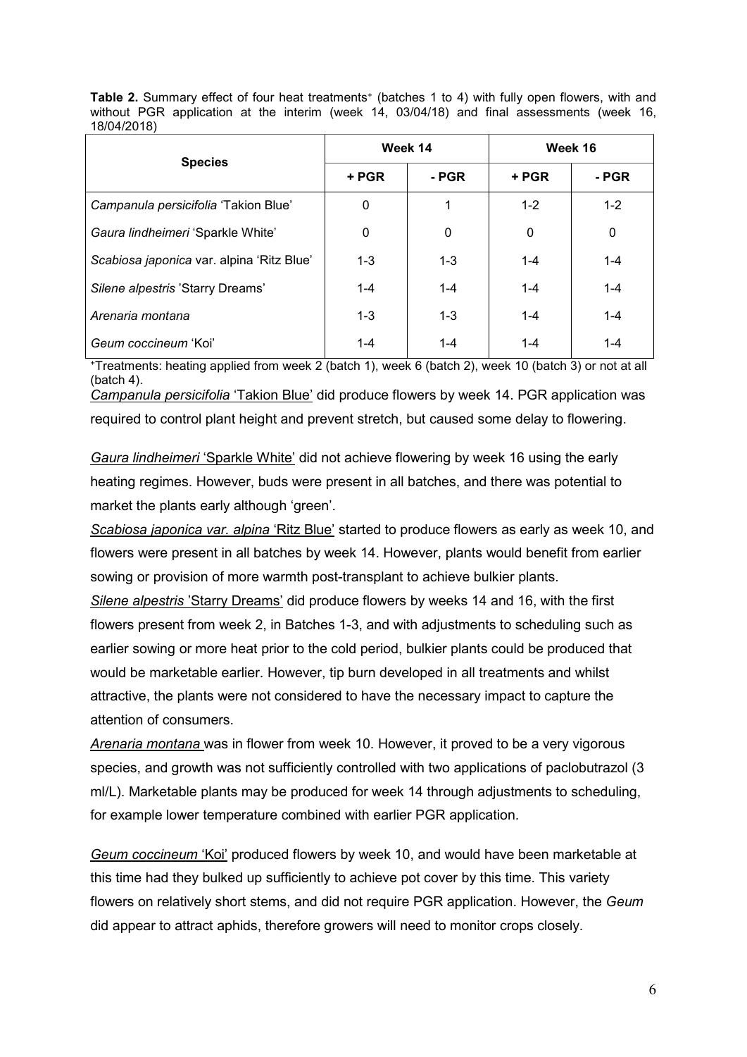**Table 2.** Summary effect of four heat treatments⁺ (batches 1 to 4) with fully open flowers, with and without PGR application at the interim (week 14, 03/04/18) and final assessments (week 16, 18/04/2018)

| Species | Week 14 | | Week 16 | |
|---|---|---|---|---|
| | + PGR | - PGR | + PGR | - PGR |
| *Campanula persicifolia* 'Takion Blue' | 0 | 1 | 1-2 | 1-2 |
| *Gaura lindheimeri* 'Sparkle White' | 0 | 0 | 0 | 0 |
| *Scabiosa japonica* var. alpina 'Ritz Blue' | 1-3 | 1-3 | 1-4 | 1-4 |
| *Silene alpestris* 'Starry Dreams' | 1-4 | 1-4 | 1-4 | 1-4 |
| *Arenaria montana* | 1-3 | 1-3 | 1-4 | 1-4 |
| *Geum coccineum* 'Koi' | 1-4 | 1-4 | 1-4 | 1-4 |

⁺Treatments: heating applied from week 2 (batch 1), week 6 (batch 2), week 10 (batch 3) or not at all (batch 4).

*Campanula persicifolia* 'Takion Blue' did produce flowers by week 14. PGR application was required to control plant height and prevent stretch, but caused some delay to flowering.

*Gaura lindheimeri* 'Sparkle White' did not achieve flowering by week 16 using the early heating regimes. However, buds were present in all batches, and there was potential to market the plants early although 'green'.

*Scabiosa japonica var. alpina* 'Ritz Blue' started to produce flowers as early as week 10, and flowers were present in all batches by week 14. However, plants would benefit from earlier sowing or provision of more warmth post-transplant to achieve bulkier plants.

*Silene alpestris* 'Starry Dreams' did produce flowers by weeks 14 and 16, with the first flowers present from week 2, in Batches 1-3, and with adjustments to scheduling such as earlier sowing or more heat prior to the cold period, bulkier plants could be produced that would be marketable earlier. However, tip burn developed in all treatments and whilst attractive, the plants were not considered to have the necessary impact to capture the attention of consumers.

*Arenaria montana* was in flower from week 10. However, it proved to be a very vigorous species, and growth was not sufficiently controlled with two applications of paclobutrazol (3 ml/L). Marketable plants may be produced for week 14 through adjustments to scheduling, for example lower temperature combined with earlier PGR application.

*Geum coccineum* 'Koi' produced flowers by week 10, and would have been marketable at this time had they bulked up sufficiently to achieve pot cover by this time. This variety flowers on relatively short stems, and did not require PGR application. However, the *Geum* did appear to attract aphids, therefore growers will need to monitor crops closely.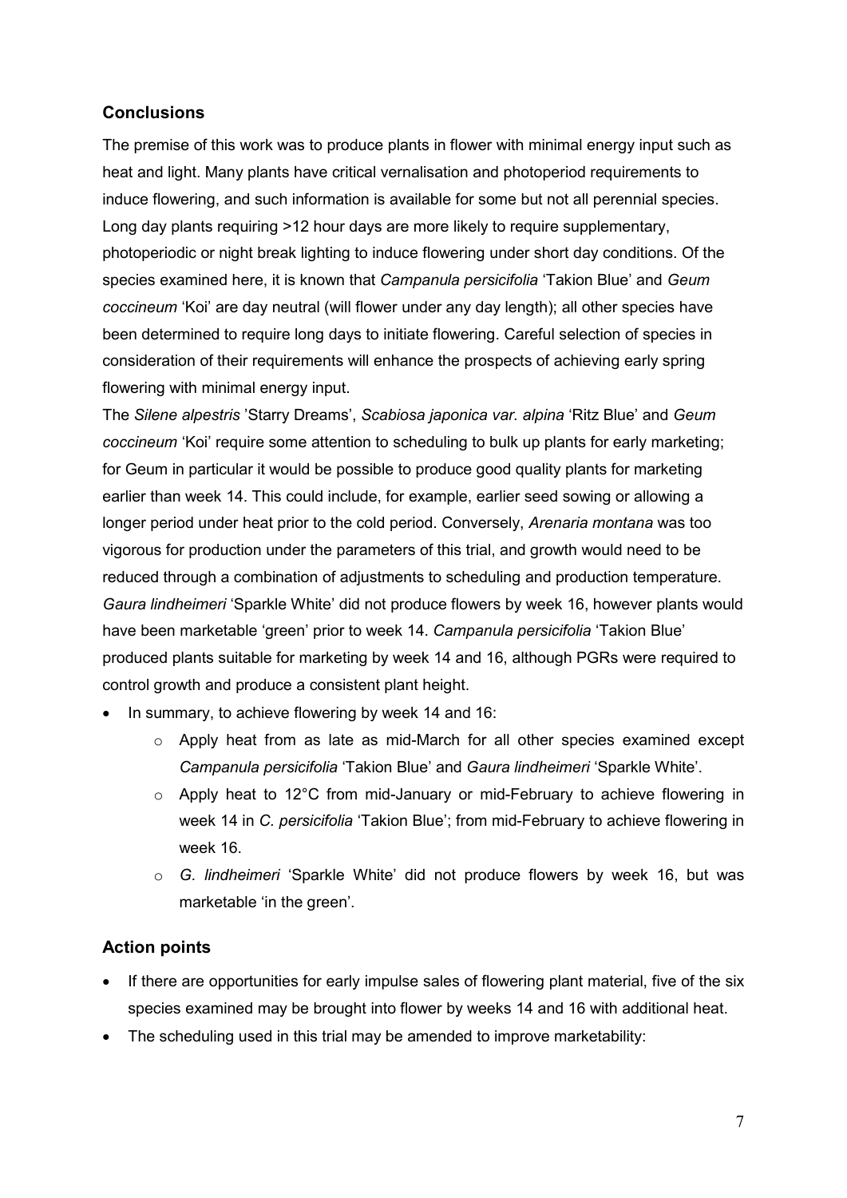## Conclusions

The premise of this work was to produce plants in flower with minimal energy input such as heat and light. Many plants have critical vernalisation and photoperiod requirements to induce flowering, and such information is available for some but not all perennial species. Long day plants requiring >12 hour days are more likely to require supplementary, photoperiodic or night break lighting to induce flowering under short day conditions. Of the species examined here, it is known that *Campanula persicifolia* 'Takion Blue' and *Geum coccineum* 'Koi' are day neutral (will flower under any day length); all other species have been determined to require long days to initiate flowering. Careful selection of species in consideration of their requirements will enhance the prospects of achieving early spring flowering with minimal energy input.

The *Silene alpestris* 'Starry Dreams', *Scabiosa japonica var. alpina* 'Ritz Blue' and *Geum coccineum* 'Koi' require some attention to scheduling to bulk up plants for early marketing; for Geum in particular it would be possible to produce good quality plants for marketing earlier than week 14. This could include, for example, earlier seed sowing or allowing a longer period under heat prior to the cold period. Conversely, *Arenaria montana* was too vigorous for production under the parameters of this trial, and growth would need to be reduced through a combination of adjustments to scheduling and production temperature. *Gaura lindheimeri* 'Sparkle White' did not produce flowers by week 16, however plants would have been marketable 'green' prior to week 14. *Campanula persicifolia* 'Takion Blue' produced plants suitable for marketing by week 14 and 16, although PGRs were required to control growth and produce a consistent plant height.

- In summary, to achieve flowering by week 14 and 16:
    - Apply heat from as late as mid-March for all other species examined except *Campanula persicifolia* 'Takion Blue' and *Gaura lindheimeri* 'Sparkle White'.
    - Apply heat to 12°C from mid-January or mid-February to achieve flowering in week 14 in *C. persicifolia* 'Takion Blue'; from mid-February to achieve flowering in week 16.
    - *G. lindheimeri* 'Sparkle White' did not produce flowers by week 16, but was marketable 'in the green'.

## Action points

- If there are opportunities for early impulse sales of flowering plant material, five of the six species examined may be brought into flower by weeks 14 and 16 with additional heat.
- The scheduling used in this trial may be amended to improve marketability: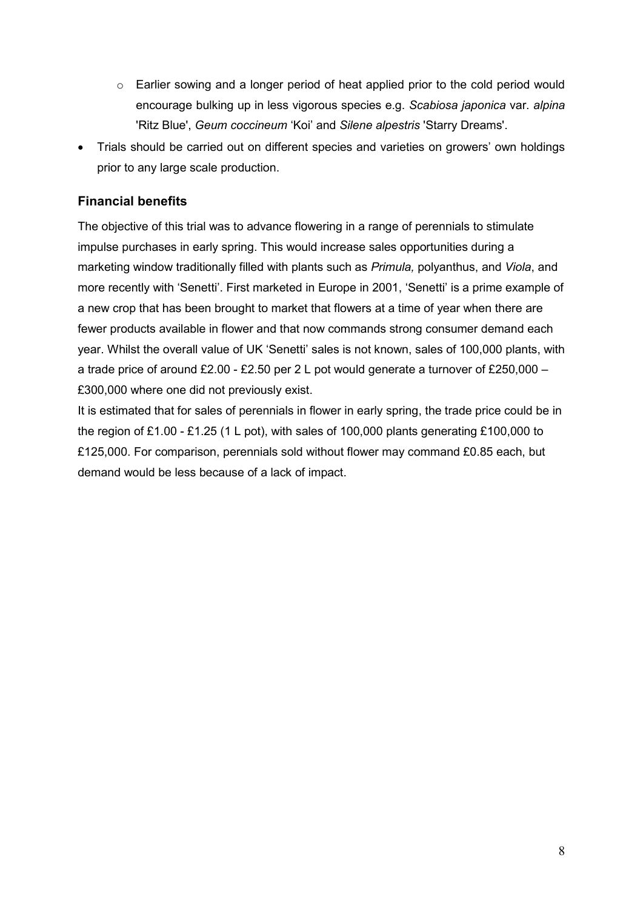- Earlier sowing and a longer period of heat applied prior to the cold period would encourage bulking up in less vigorous species e.g. *Scabiosa japonica* var. *alpina* 'Ritz Blue', *Geum coccineum* 'Koi' and *Silene alpestris* 'Starry Dreams'.
- Trials should be carried out on different species and varieties on growers' own holdings prior to any large scale production.

### Financial benefits

The objective of this trial was to advance flowering in a range of perennials to stimulate impulse purchases in early spring. This would increase sales opportunities during a marketing window traditionally filled with plants such as *Primula,* polyanthus, and *Viola*, and more recently with 'Senetti'. First marketed in Europe in 2001, 'Senetti' is a prime example of a new crop that has been brought to market that flowers at a time of year when there are fewer products available in flower and that now commands strong consumer demand each year. Whilst the overall value of UK 'Senetti' sales is not known, sales of 100,000 plants, with a trade price of around £2.00 - £2.50 per 2 L pot would generate a turnover of £250,000 – £300,000 where one did not previously exist.

It is estimated that for sales of perennials in flower in early spring, the trade price could be in the region of £1.00 - £1.25 (1 L pot), with sales of 100,000 plants generating £100,000 to £125,000. For comparison, perennials sold without flower may command £0.85 each, but demand would be less because of a lack of impact.